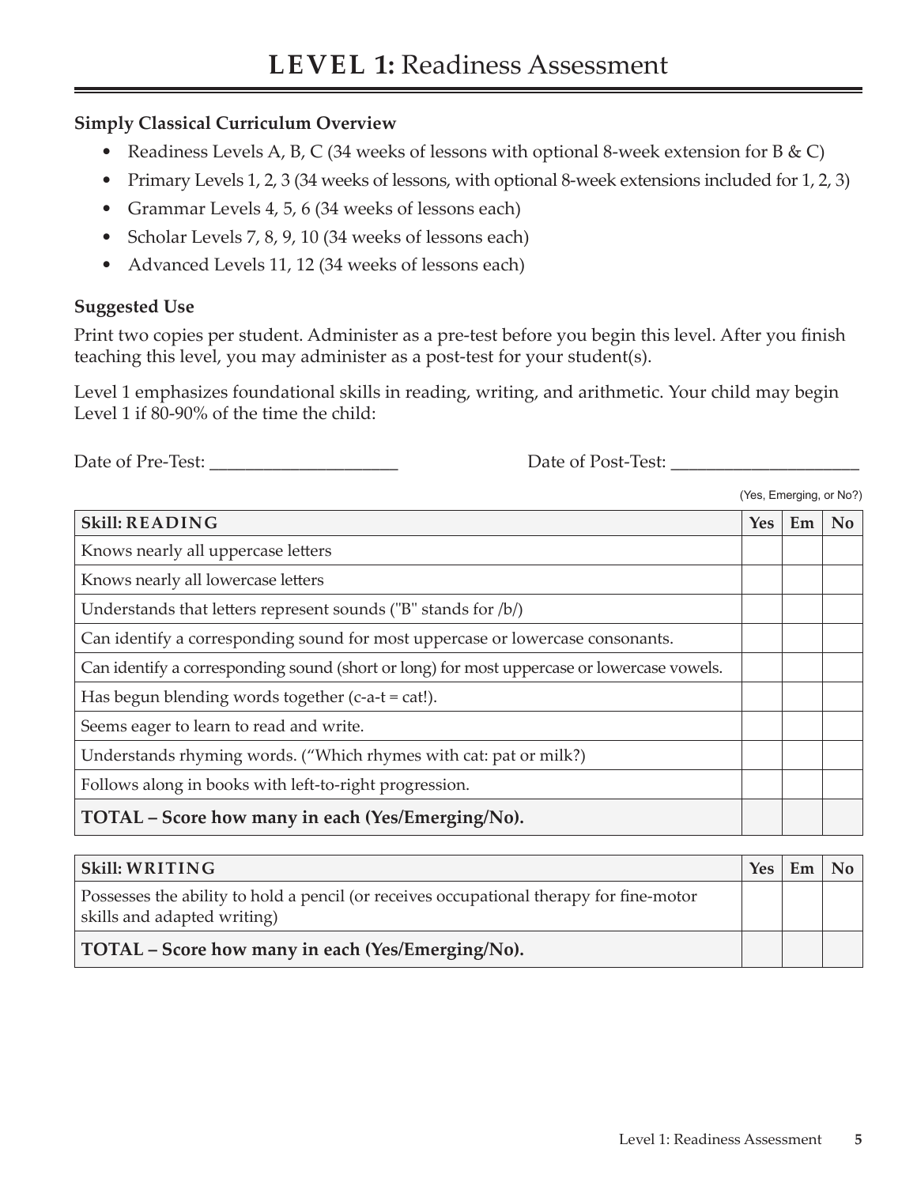# **LEVEL 1:** Readiness Assessment

**Simply Classical Curriculum Overview**

- Readiness Levels A, B, C (34 weeks of lessons with optional 8-week extension for B & C)
- Primary Levels 1, 2, 3 (34 weeks of lessons, with optional 8-week extensions included for 1, 2, 3)
- Grammar Levels 4, 5, 6 (34 weeks of lessons each)
- Scholar Levels 7, 8, 9, 10 (34 weeks of lessons each)
- Advanced Levels 11, 12 (34 weeks of lessons each)

**Suggested Use**

Print two copies per student. Administer as a pre-test before you begin this level. After you finish teaching this level, you may administer as a post-test for your student(s).

Level 1 emphasizes foundational skills in reading, writing, and arithmetic. Your child may begin Level 1 if 80-90% of the time the child:

Date of Pre-Test: ____________________ Date of Post-Test: ____________________

(Yes, Emerging, or No?)

| Skill: READING | Yes | Em | No |
|---|---|---|---|
| Knows nearly all uppercase letters | | | |
| Knows nearly all lowercase letters | | | |
| Understands that letters represent sounds ("B" stands for /b/) | | | |
| Can identify a corresponding sound for most uppercase or lowercase consonants. | | | |
| Can identify a corresponding sound (short or long) for most uppercase or lowercase vowels. | | | |
| Has begun blending words together (c-a-t = cat!). | | | |
| Seems eager to learn to read and write. | | | |
| Understands rhyming words. ("Which rhymes with cat: pat or milk?) | | | |
| Follows along in books with left-to-right progression. | | | |
| **TOTAL – Score how many in each (Yes/Emerging/No).** | | | |

| Skill: WRITING | Yes | Em | No |
|---|---|---|---|
| Possesses the ability to hold a pencil (or receives occupational therapy for fine-motor skills and adapted writing) | | | |
| **TOTAL – Score how many in each (Yes/Emerging/No).** | | | |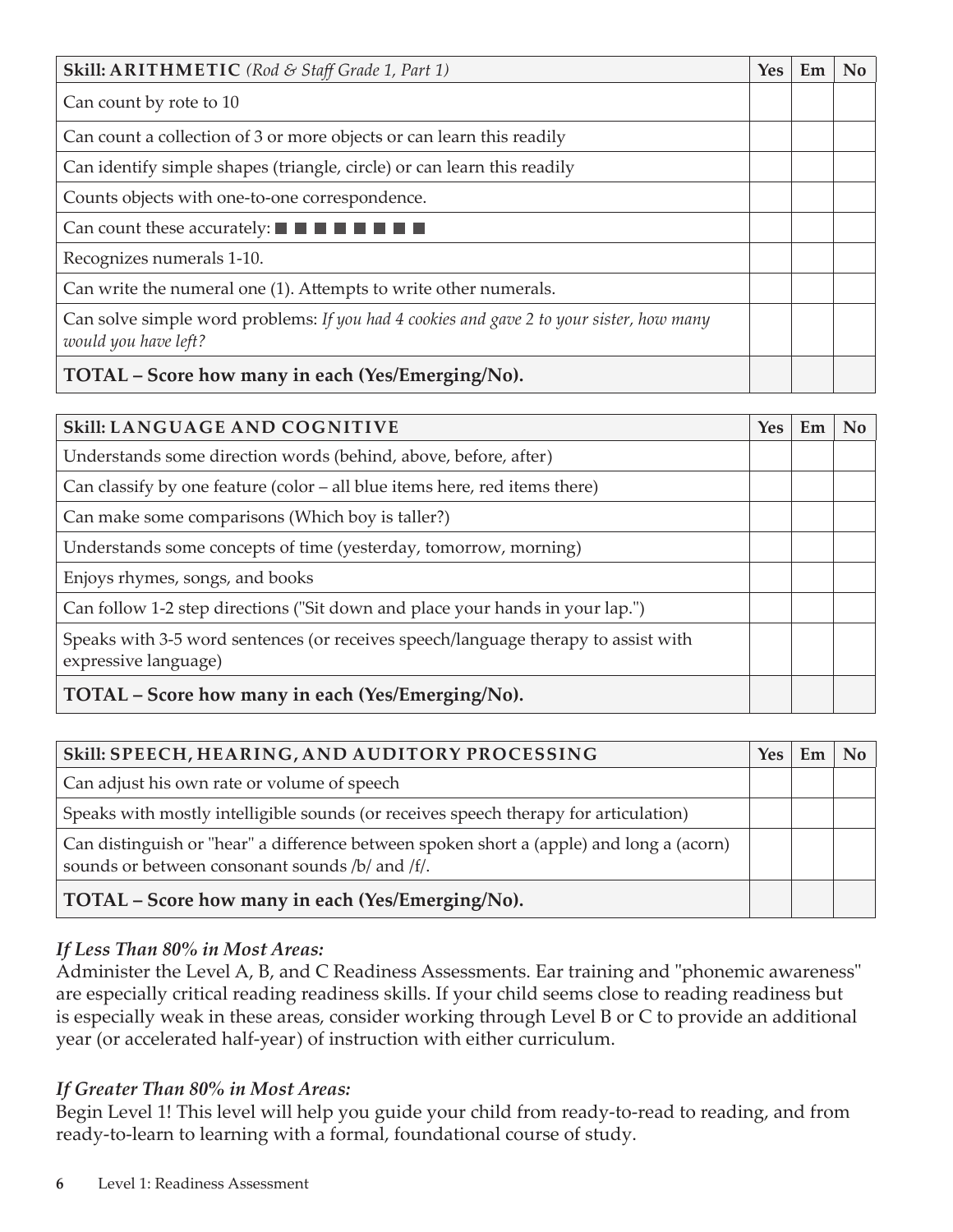| **Skill: ARITHMETIC** *(Rod & Staff Grade 1, Part 1)* | Yes | Em | No |
|---|---|---|---|
| Can count by rote to 10 | | | |
| Can count a collection of 3 or more objects or can learn this readily | | | |
| Can identify simple shapes (triangle, circle) or can learn this readily | | | |
| Counts objects with one-to-one correspondence. | | | |
| Can count these accurately: ■ ■ ■ ■ ■ ■ ■ ■ | | | |
| Recognizes numerals 1-10. | | | |
| Can write the numeral one (1). Attempts to write other numerals. | | | |
| Can solve simple word problems: *If you had 4 cookies and gave 2 to your sister, how many would you have left?* | | | |
| **TOTAL – Score how many in each (Yes/Emerging/No).** | | | |

| **Skill: LANGUAGE AND COGNITIVE** | Yes | Em | No |
|---|---|---|---|
| Understands some direction words (behind, above, before, after) | | | |
| Can classify by one feature (color – all blue items here, red items there) | | | |
| Can make some comparisons (Which boy is taller?) | | | |
| Understands some concepts of time (yesterday, tomorrow, morning) | | | |
| Enjoys rhymes, songs, and books | | | |
| Can follow 1-2 step directions ("Sit down and place your hands in your lap.") | | | |
| Speaks with 3-5 word sentences (or receives speech/language therapy to assist with expressive language) | | | |
| **TOTAL – Score how many in each (Yes/Emerging/No).** | | | |

| **Skill: SPEECH, HEARING, AND AUDITORY PROCESSING** | Yes | Em | No |
|---|---|---|---|
| Can adjust his own rate or volume of speech | | | |
| Speaks with mostly intelligible sounds (or receives speech therapy for articulation) | | | |
| Can distinguish or "hear" a difference between spoken short a (apple) and long a (acorn) sounds or between consonant sounds /b/ and /f/. | | | |
| **TOTAL – Score how many in each (Yes/Emerging/No).** | | | |

### *If Less Than 80% in Most Areas:*

Administer the Level A, B, and C Readiness Assessments. Ear training and "phonemic awareness" are especially critical reading readiness skills. If your child seems close to reading readiness but is especially weak in these areas, consider working through Level B or C to provide an additional year (or accelerated half-year) of instruction with either curriculum.

### *If Greater Than 80% in Most Areas:*

Begin Level 1! This level will help you guide your child from ready-to-read to reading, and from ready-to-learn to learning with a formal, foundational course of study.